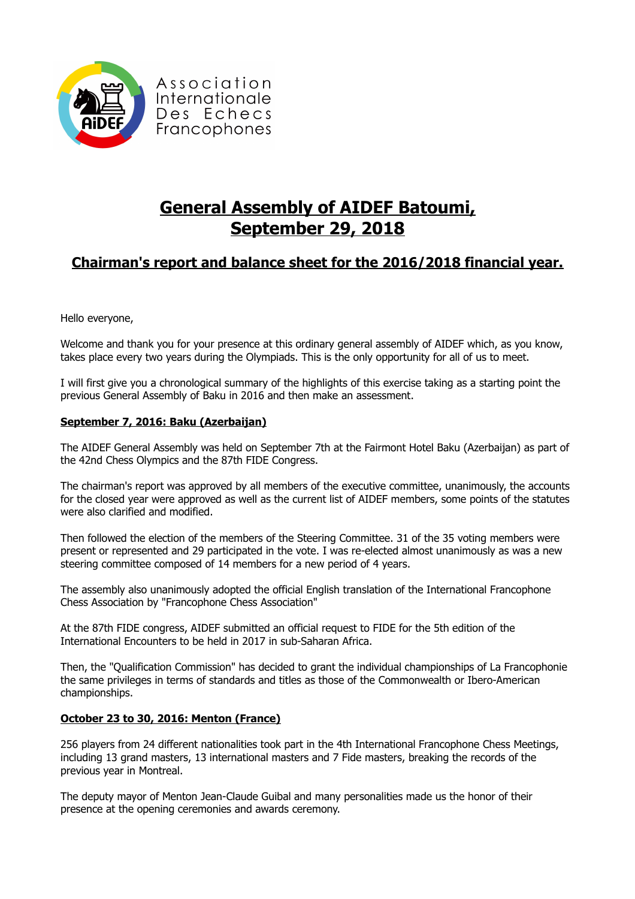Association Internationale Des Echecs Francophones

# General Assembly of AIDEF Batoumi, September 29, 2018

## Chairman's report and balance sheet for the 2016/2018 financial year.

Hello everyone,

Welcome and thank you for your presence at this ordinary general assembly of AIDEF which, as you know, takes place every two years during the Olympiads. This is the only opportunity for all of us to meet.

I will first give you a chronological summary of the highlights of this exercise taking as a starting point the previous General Assembly of Baku in 2016 and then make an assessment.

### September 7, 2016: Baku (Azerbaijan)

The AIDEF General Assembly was held on September 7th at the Fairmont Hotel Baku (Azerbaijan) as part of the 42nd Chess Olympics and the 87th FIDE Congress.

The chairman's report was approved by all members of the executive committee, unanimously, the accounts for the closed year were approved as well as the current list of AIDEF members, some points of the statutes were also clarified and modified.

Then followed the election of the members of the Steering Committee. 31 of the 35 voting members were present or represented and 29 participated in the vote. I was re-elected almost unanimously as was a new steering committee composed of 14 members for a new period of 4 years.

The assembly also unanimously adopted the official English translation of the International Francophone Chess Association by "Francophone Chess Association"

At the 87th FIDE congress, AIDEF submitted an official request to FIDE for the 5th edition of the International Encounters to be held in 2017 in sub-Saharan Africa.

Then, the "Qualification Commission" has decided to grant the individual championships of La Francophonie the same privileges in terms of standards and titles as those of the Commonwealth or Ibero-American championships.

### October 23 to 30, 2016: Menton (France)

256 players from 24 different nationalities took part in the 4th International Francophone Chess Meetings, including 13 grand masters, 13 international masters and 7 Fide masters, breaking the records of the previous year in Montreal.

The deputy mayor of Menton Jean-Claude Guibal and many personalities made us the honor of their presence at the opening ceremonies and awards ceremony.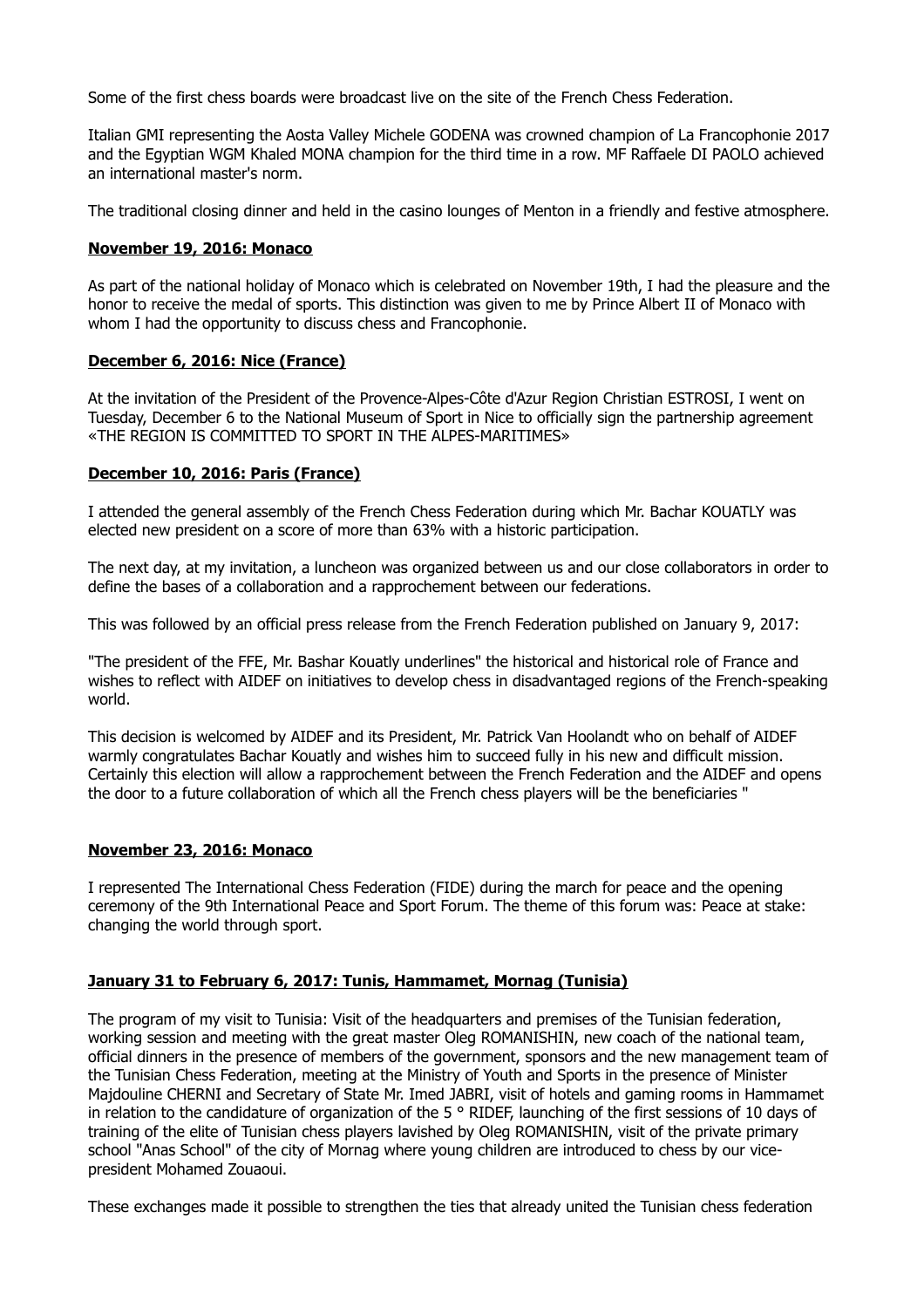Some of the first chess boards were broadcast live on the site of the French Chess Federation.

Italian GMI representing the Aosta Valley Michele GODENA was crowned champion of La Francophonie 2017 and the Egyptian WGM Khaled MONA champion for the third time in a row. MF Raffaele DI PAOLO achieved an international master's norm.

The traditional closing dinner and held in the casino lounges of Menton in a friendly and festive atmosphere.

#### **November 19, 2016: Monaco**

As part of the national holiday of Monaco which is celebrated on November 19th, I had the pleasure and the honor to receive the medal of sports. This distinction was given to me by Prince Albert II of Monaco with whom I had the opportunity to discuss chess and Francophonie.

#### **December 6, 2016: Nice (France)**

At the invitation of the President of the Provence-Alpes-Côte d'Azur Region Christian ESTROSI, I went on Tuesday, December 6 to the National Museum of Sport in Nice to officially sign the partnership agreement «THE REGION IS COMMITTED TO SPORT IN THE ALPES-MARITIMES»

#### **December 10, 2016: Paris (France)**

I attended the general assembly of the French Chess Federation during which Mr. Bachar KOUATLY was elected new president on a score of more than 63% with a historic participation.

The next day, at my invitation, a luncheon was organized between us and our close collaborators in order to define the bases of a collaboration and a rapprochement between our federations.

This was followed by an official press release from the French Federation published on January 9, 2017:

"The president of the FFE, Mr. Bashar Kouatly underlines" the historical and historical role of France and wishes to reflect with AIDEF on initiatives to develop chess in disadvantaged regions of the French-speaking world.

This decision is welcomed by AIDEF and its President, Mr. Patrick Van Hoolandt who on behalf of AIDEF warmly congratulates Bachar Kouatly and wishes him to succeed fully in his new and difficult mission. Certainly this election will allow a rapprochement between the French Federation and the AIDEF and opens the door to a future collaboration of which all the French chess players will be the beneficiaries "

#### **November 23, 2016: Monaco**

I represented The International Chess Federation (FIDE) during the march for peace and the opening ceremony of the 9th International Peace and Sport Forum. The theme of this forum was: Peace at stake: changing the world through sport.

#### **January 31 to February 6, 2017: Tunis, Hammamet, Mornag (Tunisia)**

The program of my visit to Tunisia: Visit of the headquarters and premises of the Tunisian federation, working session and meeting with the great master Oleg ROMANISHIN, new coach of the national team, official dinners in the presence of members of the government, sponsors and the new management team of the Tunisian Chess Federation, meeting at the Ministry of Youth and Sports in the presence of Minister Majdouline CHERNI and Secretary of State Mr. Imed JABRI, visit of hotels and gaming rooms in Hammamet in relation to the candidature of organization of the 5 ° RIDEF, launching of the first sessions of 10 days of training of the elite of Tunisian chess players lavished by Oleg ROMANISHIN, visit of the private primary school "Anas School" of the city of Mornag where young children are introduced to chess by our vice-president Mohamed Zouaoui.

These exchanges made it possible to strengthen the ties that already united the Tunisian chess federation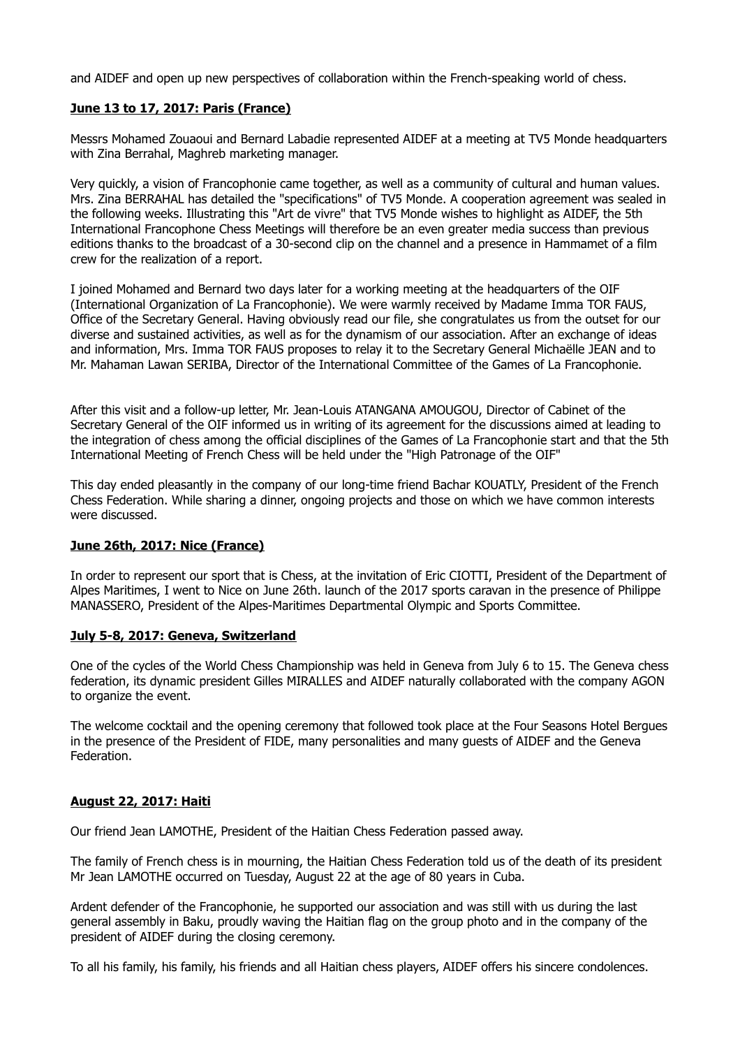and AIDEF and open up new perspectives of collaboration within the French-speaking world of chess.

**June 13 to 17, 2017: Paris (France)**

Messrs Mohamed Zouaoui and Bernard Labadie represented AIDEF at a meeting at TV5 Monde headquarters with Zina Berrahal, Maghreb marketing manager.

Very quickly, a vision of Francophonie came together, as well as a community of cultural and human values. Mrs. Zina BERRAHAL has detailed the "specifications" of TV5 Monde. A cooperation agreement was sealed in the following weeks. Illustrating this "Art de vivre" that TV5 Monde wishes to highlight as AIDEF, the 5th International Francophone Chess Meetings will therefore be an even greater media success than previous editions thanks to the broadcast of a 30-second clip on the channel and a presence in Hammamet of a film crew for the realization of a report.

I joined Mohamed and Bernard two days later for a working meeting at the headquarters of the OIF (International Organization of La Francophonie). We were warmly received by Madame Imma TOR FAUS, Office of the Secretary General. Having obviously read our file, she congratulates us from the outset for our diverse and sustained activities, as well as for the dynamism of our association. After an exchange of ideas and information, Mrs. Imma TOR FAUS proposes to relay it to the Secretary General Michaëlle JEAN and to Mr. Mahaman Lawan SERIBA, Director of the International Committee of the Games of La Francophonie.

After this visit and a follow-up letter, Mr. Jean-Louis ATANGANA AMOUGOU, Director of Cabinet of the Secretary General of the OIF informed us in writing of its agreement for the discussions aimed at leading to the integration of chess among the official disciplines of the Games of La Francophonie start and that the 5th International Meeting of French Chess will be held under the "High Patronage of the OIF"

This day ended pleasantly in the company of our long-time friend Bachar KOUATLY, President of the French Chess Federation. While sharing a dinner, ongoing projects and those on which we have common interests were discussed.

**June 26th, 2017: Nice (France)**

In order to represent our sport that is Chess, at the invitation of Eric CIOTTI, President of the Department of Alpes Maritimes, I went to Nice on June 26th. launch of the 2017 sports caravan in the presence of Philippe MANASSERO, President of the Alpes-Maritimes Departmental Olympic and Sports Committee.

**July 5-8, 2017: Geneva, Switzerland**

One of the cycles of the World Chess Championship was held in Geneva from July 6 to 15. The Geneva chess federation, its dynamic president Gilles MIRALLES and AIDEF naturally collaborated with the company AGON to organize the event.

The welcome cocktail and the opening ceremony that followed took place at the Four Seasons Hotel Bergues in the presence of the President of FIDE, many personalities and many guests of AIDEF and the Geneva Federation.

**August 22, 2017: Haiti**

Our friend Jean LAMOTHE, President of the Haitian Chess Federation passed away.

The family of French chess is in mourning, the Haitian Chess Federation told us of the death of its president Mr Jean LAMOTHE occurred on Tuesday, August 22 at the age of 80 years in Cuba.

Ardent defender of the Francophonie, he supported our association and was still with us during the last general assembly in Baku, proudly waving the Haitian flag on the group photo and in the company of the president of AIDEF during the closing ceremony.

To all his family, his family, his friends and all Haitian chess players, AIDEF offers his sincere condolences.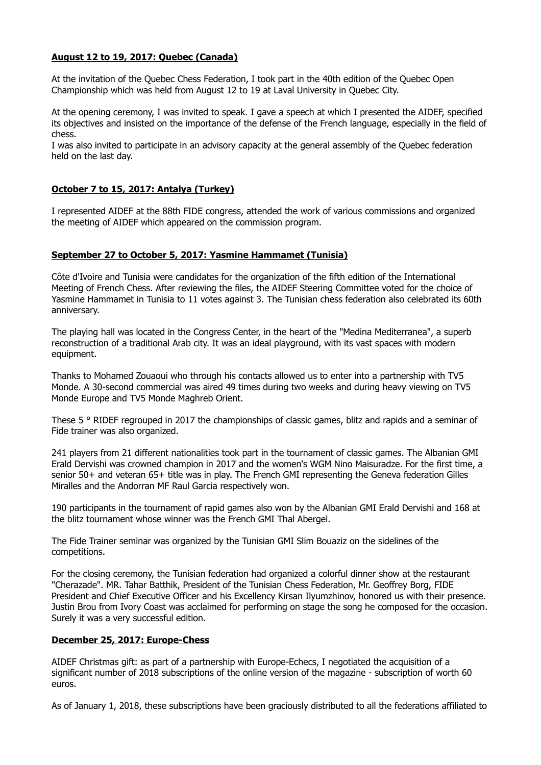**August 12 to 19, 2017: Quebec (Canada)**

At the invitation of the Quebec Chess Federation, I took part in the 40th edition of the Quebec Open Championship which was held from August 12 to 19 at Laval University in Quebec City.

At the opening ceremony, I was invited to speak. I gave a speech at which I presented the AIDEF, specified its objectives and insisted on the importance of the defense of the French language, especially in the field of chess.

I was also invited to participate in an advisory capacity at the general assembly of the Quebec federation held on the last day.

**October 7 to 15, 2017: Antalya (Turkey)**

I represented AIDEF at the 88th FIDE congress, attended the work of various commissions and organized the meeting of AIDEF which appeared on the commission program.

**September 27 to October 5, 2017: Yasmine Hammamet (Tunisia)**

Côte d'Ivoire and Tunisia were candidates for the organization of the fifth edition of the International Meeting of French Chess. After reviewing the files, the AIDEF Steering Committee voted for the choice of Yasmine Hammamet in Tunisia to 11 votes against 3. The Tunisian chess federation also celebrated its 60th anniversary.

The playing hall was located in the Congress Center, in the heart of the "Medina Mediterranea", a superb reconstruction of a traditional Arab city. It was an ideal playground, with its vast spaces with modern equipment.

Thanks to Mohamed Zouaoui who through his contacts allowed us to enter into a partnership with TV5 Monde. A 30-second commercial was aired 49 times during two weeks and during heavy viewing on TV5 Monde Europe and TV5 Monde Maghreb Orient.

These 5 ° RIDEF regrouped in 2017 the championships of classic games, blitz and rapids and a seminar of Fide trainer was also organized.

241 players from 21 different nationalities took part in the tournament of classic games. The Albanian GMI Erald Dervishi was crowned champion in 2017 and the women's WGM Nino Maisuradze. For the first time, a senior 50+ and veteran 65+ title was in play. The French GMI representing the Geneva federation Gilles Miralles and the Andorran MF Raul Garcia respectively won.

190 participants in the tournament of rapid games also won by the Albanian GMI Erald Dervishi and 168 at the blitz tournament whose winner was the French GMI Thal Abergel.

The Fide Trainer seminar was organized by the Tunisian GMI Slim Bouaziz on the sidelines of the competitions.

For the closing ceremony, the Tunisian federation had organized a colorful dinner show at the restaurant "Cherazade". MR. Tahar Batthik, President of the Tunisian Chess Federation, Mr. Geoffrey Borg, FIDE President and Chief Executive Officer and his Excellency Kirsan Ilyumzhinov, honored us with their presence. Justin Brou from Ivory Coast was acclaimed for performing on stage the song he composed for the occasion. Surely it was a very successful edition.

**December 25, 2017: Europe-Chess**

AIDEF Christmas gift: as part of a partnership with Europe-Echecs, I negotiated the acquisition of a significant number of 2018 subscriptions of the online version of the magazine - subscription of worth 60 euros.

As of January 1, 2018, these subscriptions have been graciously distributed to all the federations affiliated to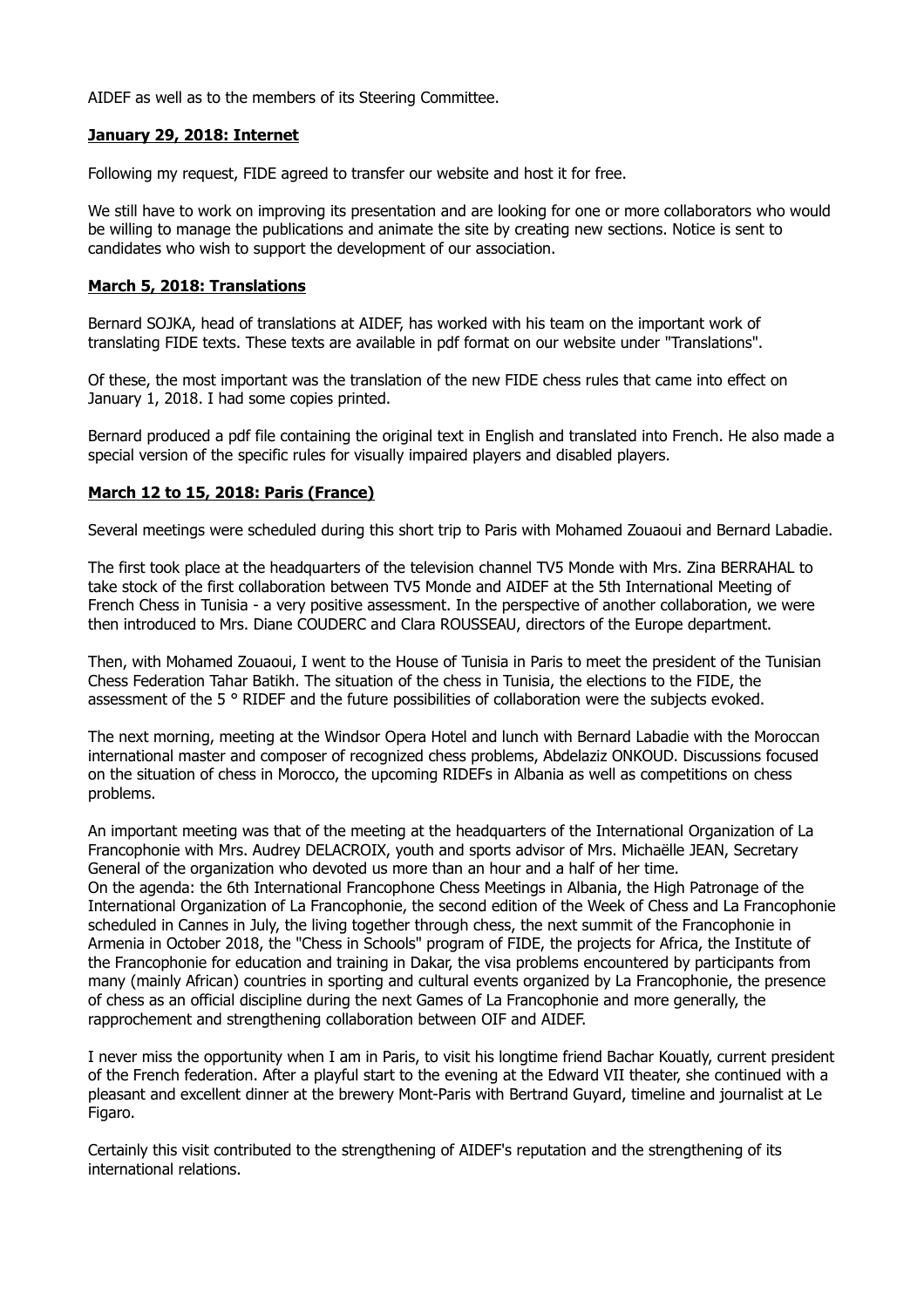AIDEF as well as to the members of its Steering Committee.

**January 29, 2018: Internet**

Following my request, FIDE agreed to transfer our website and host it for free.

We still have to work on improving its presentation and are looking for one or more collaborators who would be willing to manage the publications and animate the site by creating new sections. Notice is sent to candidates who wish to support the development of our association.

**March 5, 2018: Translations**

Bernard SOJKA, head of translations at AIDEF, has worked with his team on the important work of translating FIDE texts. These texts are available in pdf format on our website under "Translations".

Of these, the most important was the translation of the new FIDE chess rules that came into effect on January 1, 2018. I had some copies printed.

Bernard produced a pdf file containing the original text in English and translated into French. He also made a special version of the specific rules for visually impaired players and disabled players.

**March 12 to 15, 2018: Paris (France)**

Several meetings were scheduled during this short trip to Paris with Mohamed Zouaoui and Bernard Labadie.

The first took place at the headquarters of the television channel TV5 Monde with Mrs. Zina BERRAHAL to take stock of the first collaboration between TV5 Monde and AIDEF at the 5th International Meeting of French Chess in Tunisia - a very positive assessment. In the perspective of another collaboration, we were then introduced to Mrs. Diane COUDERC and Clara ROUSSEAU, directors of the Europe department.

Then, with Mohamed Zouaoui, I went to the House of Tunisia in Paris to meet the president of the Tunisian Chess Federation Tahar Batikh. The situation of the chess in Tunisia, the elections to the FIDE, the assessment of the 5 ° RIDEF and the future possibilities of collaboration were the subjects evoked.

The next morning, meeting at the Windsor Opera Hotel and lunch with Bernard Labadie with the Moroccan international master and composer of recognized chess problems, Abdelaziz ONKOUD. Discussions focused on the situation of chess in Morocco, the upcoming RIDEFs in Albania as well as competitions on chess problems.

An important meeting was that of the meeting at the headquarters of the International Organization of La Francophonie with Mrs. Audrey DELACROIX, youth and sports advisor of Mrs. Michaëlle JEAN, Secretary General of the organization who devoted us more than an hour and a half of her time.
On the agenda: the 6th International Francophone Chess Meetings in Albania, the High Patronage of the International Organization of La Francophonie, the second edition of the Week of Chess and La Francophonie scheduled in Cannes in July, the living together through chess, the next summit of the Francophonie in Armenia in October 2018, the "Chess in Schools" program of FIDE, the projects for Africa, the Institute of the Francophonie for education and training in Dakar, the visa problems encountered by participants from many (mainly African) countries in sporting and cultural events organized by La Francophonie, the presence of chess as an official discipline during the next Games of La Francophonie and more generally, the rapprochement and strengthening collaboration between OIF and AIDEF.

I never miss the opportunity when I am in Paris, to visit his longtime friend Bachar Kouatly, current president of the French federation. After a playful start to the evening at the Edward VII theater, she continued with a pleasant and excellent dinner at the brewery Mont-Paris with Bertrand Guyard, timeline and journalist at Le Figaro.

Certainly this visit contributed to the strengthening of AIDEF's reputation and the strengthening of its international relations.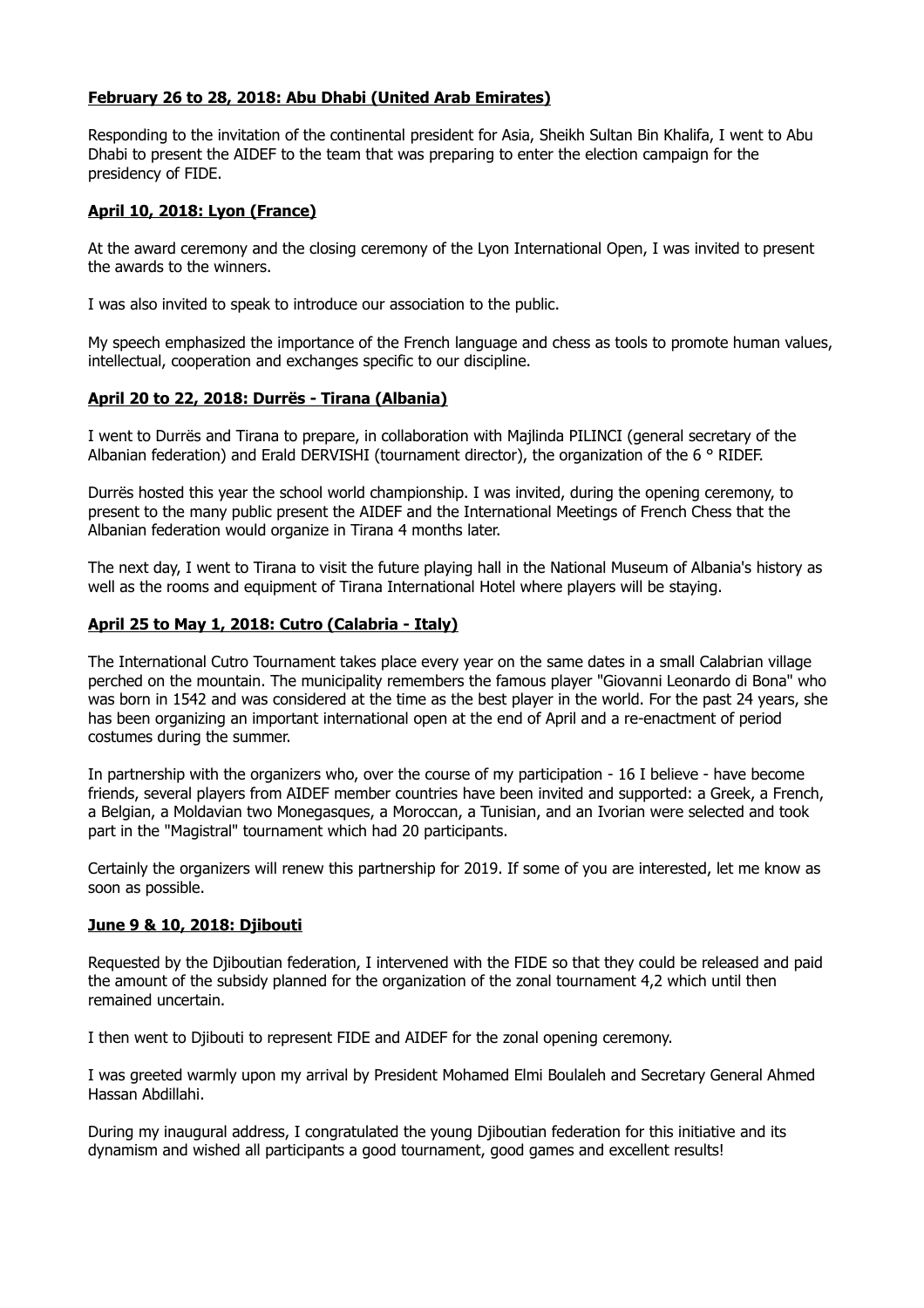**February 26 to 28, 2018: Abu Dhabi (United Arab Emirates)**

Responding to the invitation of the continental president for Asia, Sheikh Sultan Bin Khalifa, I went to Abu Dhabi to present the AIDEF to the team that was preparing to enter the election campaign for the presidency of FIDE.

**April 10, 2018: Lyon (France)**

At the award ceremony and the closing ceremony of the Lyon International Open, I was invited to present the awards to the winners.

I was also invited to speak to introduce our association to the public.

My speech emphasized the importance of the French language and chess as tools to promote human values, intellectual, cooperation and exchanges specific to our discipline.

**April 20 to 22, 2018: Durrës - Tirana (Albania)**

I went to Durrës and Tirana to prepare, in collaboration with Majlinda PILINCI (general secretary of the Albanian federation) and Erald DERVISHI (tournament director), the organization of the 6 ° RIDEF.

Durrës hosted this year the school world championship. I was invited, during the opening ceremony, to present to the many public present the AIDEF and the International Meetings of French Chess that the Albanian federation would organize in Tirana 4 months later.

The next day, I went to Tirana to visit the future playing hall in the National Museum of Albania's history as well as the rooms and equipment of Tirana International Hotel where players will be staying.

**April 25 to May 1, 2018: Cutro (Calabria - Italy)**

The International Cutro Tournament takes place every year on the same dates in a small Calabrian village perched on the mountain. The municipality remembers the famous player "Giovanni Leonardo di Bona" who was born in 1542 and was considered at the time as the best player in the world. For the past 24 years, she has been organizing an important international open at the end of April and a re-enactment of period costumes during the summer.

In partnership with the organizers who, over the course of my participation - 16 I believe - have become friends, several players from AIDEF member countries have been invited and supported: a Greek, a French, a Belgian, a Moldavian two Monegasques, a Moroccan, a Tunisian, and an Ivorian were selected and took part in the "Magistral" tournament which had 20 participants.

Certainly the organizers will renew this partnership for 2019. If some of you are interested, let me know as soon as possible.

**June 9 & 10, 2018: Djibouti**

Requested by the Djiboutian federation, I intervened with the FIDE so that they could be released and paid the amount of the subsidy planned for the organization of the zonal tournament 4,2 which until then remained uncertain.

I then went to Djibouti to represent FIDE and AIDEF for the zonal opening ceremony.

I was greeted warmly upon my arrival by President Mohamed Elmi Boulaleh and Secretary General Ahmed Hassan Abdillahi.

During my inaugural address, I congratulated the young Djiboutian federation for this initiative and its dynamism and wished all participants a good tournament, good games and excellent results!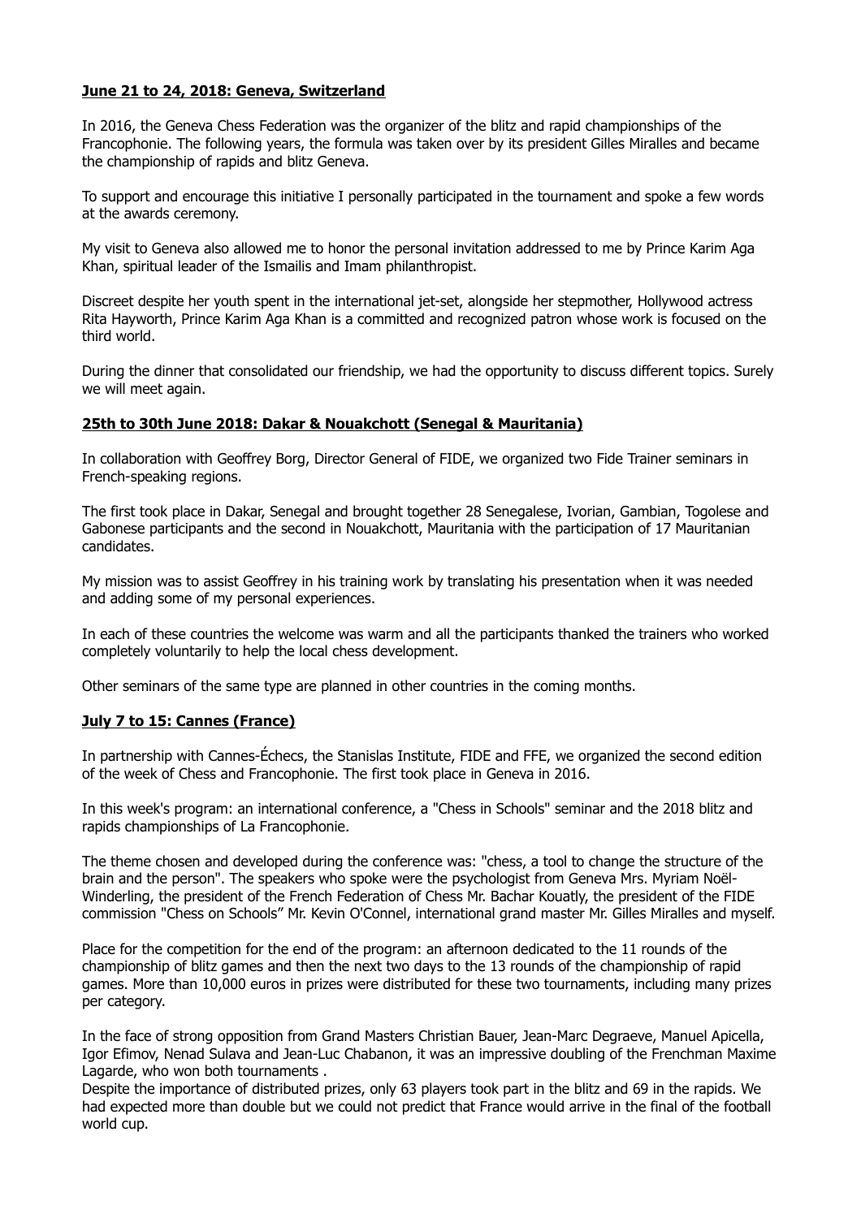**June 21 to 24, 2018: Geneva, Switzerland**

In 2016, the Geneva Chess Federation was the organizer of the blitz and rapid championships of the Francophonie. The following years, the formula was taken over by its president Gilles Miralles and became the championship of rapids and blitz Geneva.

To support and encourage this initiative I personally participated in the tournament and spoke a few words at the awards ceremony.

My visit to Geneva also allowed me to honor the personal invitation addressed to me by Prince Karim Aga Khan, spiritual leader of the Ismailis and Imam philanthropist.

Discreet despite her youth spent in the international jet-set, alongside her stepmother, Hollywood actress Rita Hayworth, Prince Karim Aga Khan is a committed and recognized patron whose work is focused on the third world.

During the dinner that consolidated our friendship, we had the opportunity to discuss different topics. Surely we will meet again.

**25th to 30th June 2018: Dakar & Nouakchott (Senegal & Mauritania)**

In collaboration with Geoffrey Borg, Director General of FIDE, we organized two Fide Trainer seminars in French-speaking regions.

The first took place in Dakar, Senegal and brought together 28 Senegalese, Ivorian, Gambian, Togolese and Gabonese participants and the second in Nouakchott, Mauritania with the participation of 17 Mauritanian candidates.

My mission was to assist Geoffrey in his training work by translating his presentation when it was needed and adding some of my personal experiences.

In each of these countries the welcome was warm and all the participants thanked the trainers who worked completely voluntarily to help the local chess development.

Other seminars of the same type are planned in other countries in the coming months.

**July 7 to 15: Cannes (France)**

In partnership with Cannes-Échecs, the Stanislas Institute, FIDE and FFE, we organized the second edition of the week of Chess and Francophonie. The first took place in Geneva in 2016.

In this week's program: an international conference, a "Chess in Schools" seminar and the 2018 blitz and rapids championships of La Francophonie.

The theme chosen and developed during the conference was: "chess, a tool to change the structure of the brain and the person". The speakers who spoke were the psychologist from Geneva Mrs. Myriam Noël-Winderling, the president of the French Federation of Chess Mr. Bachar Kouatly, the president of the FIDE commission "Chess on Schools" Mr. Kevin O'Connel, international grand master Mr. Gilles Miralles and myself.

Place for the competition for the end of the program: an afternoon dedicated to the 11 rounds of the championship of blitz games and then the next two days to the 13 rounds of the championship of rapid games. More than 10,000 euros in prizes were distributed for these two tournaments, including many prizes per category.

In the face of strong opposition from Grand Masters Christian Bauer, Jean-Marc Degraeve, Manuel Apicella, Igor Efimov, Nenad Sulava and Jean-Luc Chabanon, it was an impressive doubling of the Frenchman Maxime Lagarde, who won both tournaments .
Despite the importance of distributed prizes, only 63 players took part in the blitz and 69 in the rapids. We had expected more than double but we could not predict that France would arrive in the final of the football world cup.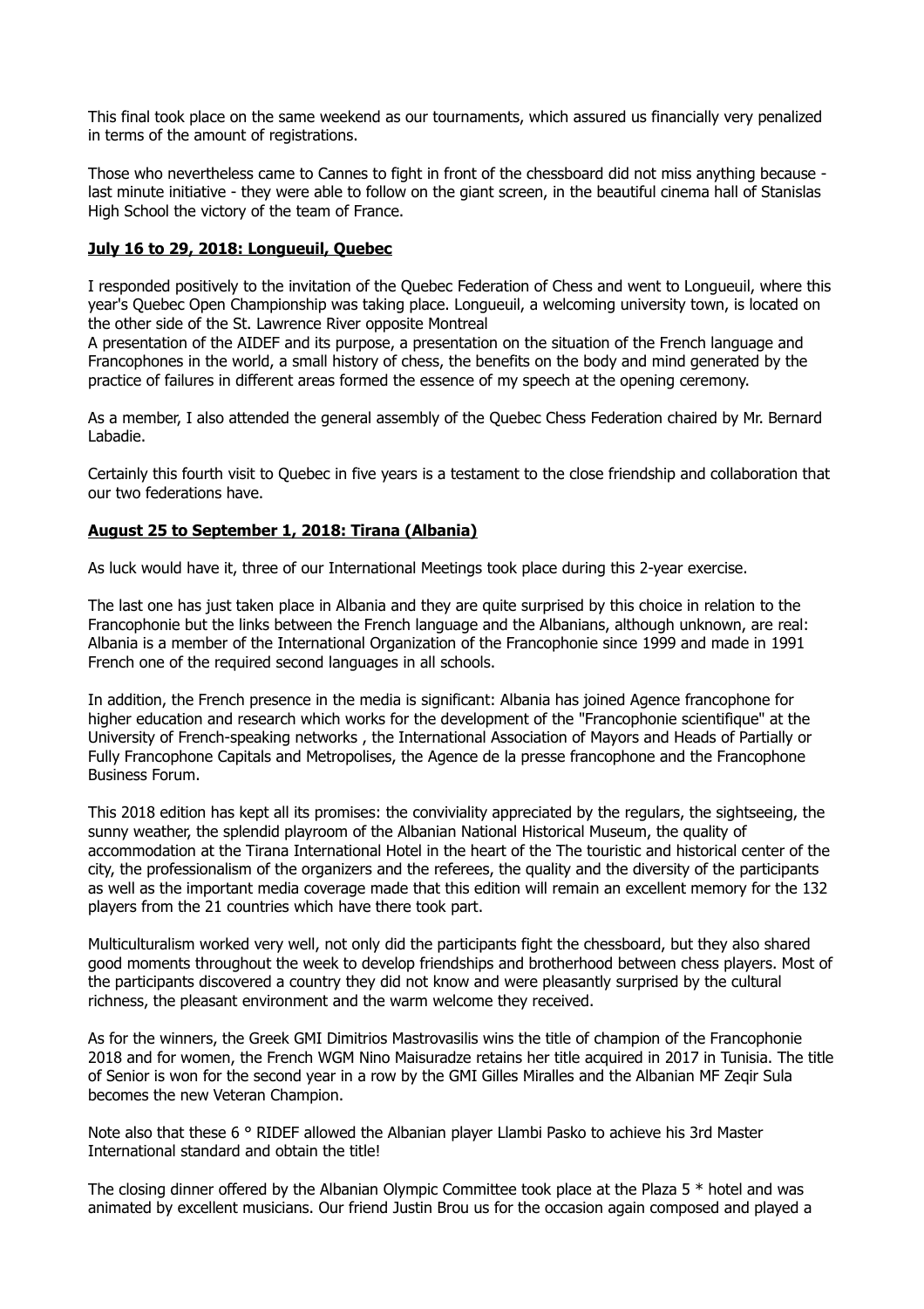This final took place on the same weekend as our tournaments, which assured us financially very penalized in terms of the amount of registrations.

Those who nevertheless came to Cannes to fight in front of the chessboard did not miss anything because - last minute initiative - they were able to follow on the giant screen, in the beautiful cinema hall of Stanislas High School the victory of the team of France.

**July 16 to 29, 2018: Longueuil, Quebec**

I responded positively to the invitation of the Quebec Federation of Chess and went to Longueuil, where this year's Quebec Open Championship was taking place. Longueuil, a welcoming university town, is located on the other side of the St. Lawrence River opposite Montreal

A presentation of the AIDEF and its purpose, a presentation on the situation of the French language and Francophones in the world, a small history of chess, the benefits on the body and mind generated by the practice of failures in different areas formed the essence of my speech at the opening ceremony.

As a member, I also attended the general assembly of the Quebec Chess Federation chaired by Mr. Bernard Labadie.

Certainly this fourth visit to Quebec in five years is a testament to the close friendship and collaboration that our two federations have.

**August 25 to September 1, 2018: Tirana (Albania)**

As luck would have it, three of our International Meetings took place during this 2-year exercise.

The last one has just taken place in Albania and they are quite surprised by this choice in relation to the Francophonie but the links between the French language and the Albanians, although unknown, are real: Albania is a member of the International Organization of the Francophonie since 1999 and made in 1991 French one of the required second languages in all schools.

In addition, the French presence in the media is significant: Albania has joined Agence francophone for higher education and research which works for the development of the "Francophonie scientifique" at the University of French-speaking networks , the International Association of Mayors and Heads of Partially or Fully Francophone Capitals and Metropolises, the Agence de la presse francophone and the Francophone Business Forum.

This 2018 edition has kept all its promises: the conviviality appreciated by the regulars, the sightseeing, the sunny weather, the splendid playroom of the Albanian National Historical Museum, the quality of accommodation at the Tirana International Hotel in the heart of the The touristic and historical center of the city, the professionalism of the organizers and the referees, the quality and the diversity of the participants as well as the important media coverage made that this edition will remain an excellent memory for the 132 players from the 21 countries which have there took part.

Multiculturalism worked very well, not only did the participants fight the chessboard, but they also shared good moments throughout the week to develop friendships and brotherhood between chess players. Most of the participants discovered a country they did not know and were pleasantly surprised by the cultural richness, the pleasant environment and the warm welcome they received.

As for the winners, the Greek GMI Dimitrios Mastrovasilis wins the title of champion of the Francophonie 2018 and for women, the French WGM Nino Maisuradze retains her title acquired in 2017 in Tunisia. The title of Senior is won for the second year in a row by the GMI Gilles Miralles and the Albanian MF Zeqir Sula becomes the new Veteran Champion.

Note also that these 6 ° RIDEF allowed the Albanian player Llambi Pasko to achieve his 3rd Master International standard and obtain the title!

The closing dinner offered by the Albanian Olympic Committee took place at the Plaza 5 * hotel and was animated by excellent musicians. Our friend Justin Brou us for the occasion again composed and played a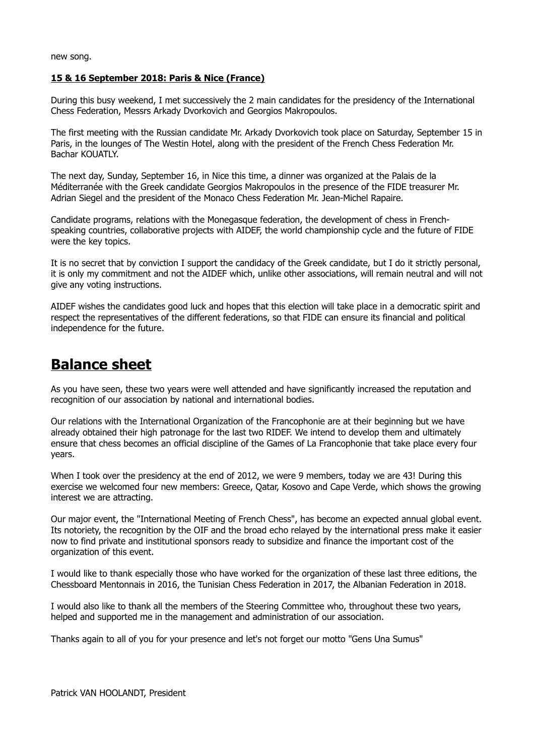new song.

**15 & 16 September 2018: Paris & Nice (France)**

During this busy weekend, I met successively the 2 main candidates for the presidency of the International Chess Federation, Messrs Arkady Dvorkovich and Georgios Makropoulos.

The first meeting with the Russian candidate Mr. Arkady Dvorkovich took place on Saturday, September 15 in Paris, in the lounges of The Westin Hotel, along with the president of the French Chess Federation Mr. Bachar KOUATLY.

The next day, Sunday, September 16, in Nice this time, a dinner was organized at the Palais de la Méditerranée with the Greek candidate Georgios Makropoulos in the presence of the FIDE treasurer Mr. Adrian Siegel and the president of the Monaco Chess Federation Mr. Jean-Michel Rapaire.

Candidate programs, relations with the Monegasque federation, the development of chess in French-speaking countries, collaborative projects with AIDEF, the world championship cycle and the future of FIDE were the key topics.

It is no secret that by conviction I support the candidacy of the Greek candidate, but I do it strictly personal, it is only my commitment and not the AIDEF which, unlike other associations, will remain neutral and will not give any voting instructions.

AIDEF wishes the candidates good luck and hopes that this election will take place in a democratic spirit and respect the representatives of the different federations, so that FIDE can ensure its financial and political independence for the future.

# Balance sheet

As you have seen, these two years were well attended and have significantly increased the reputation and recognition of our association by national and international bodies.

Our relations with the International Organization of the Francophonie are at their beginning but we have already obtained their high patronage for the last two RIDEF. We intend to develop them and ultimately ensure that chess becomes an official discipline of the Games of La Francophonie that take place every four years.

When I took over the presidency at the end of 2012, we were 9 members, today we are 43! During this exercise we welcomed four new members: Greece, Qatar, Kosovo and Cape Verde, which shows the growing interest we are attracting.

Our major event, the "International Meeting of French Chess", has become an expected annual global event. Its notoriety, the recognition by the OIF and the broad echo relayed by the international press make it easier now to find private and institutional sponsors ready to subsidize and finance the important cost of the organization of this event.

I would like to thank especially those who have worked for the organization of these last three editions, the Chessboard Mentonnais in 2016, the Tunisian Chess Federation in 2017, the Albanian Federation in 2018.

I would also like to thank all the members of the Steering Committee who, throughout these two years, helped and supported me in the management and administration of our association.

Thanks again to all of you for your presence and let's not forget our motto "Gens Una Sumus"

Patrick VAN HOOLANDT, President